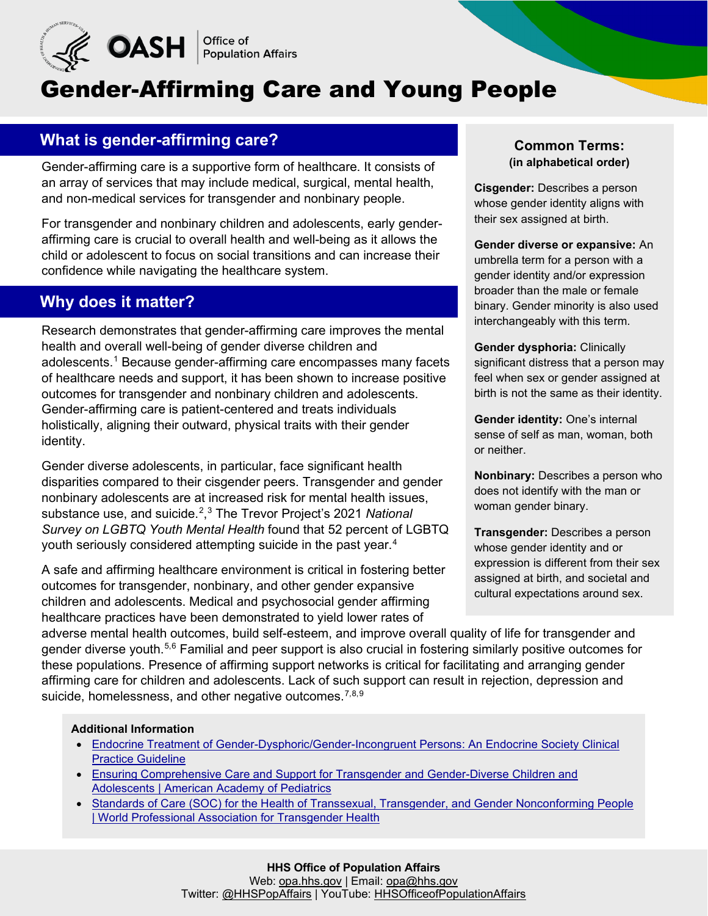OASH | Office of Population Affairs

# Gender-Affirming Care and Young People

## What is gender-affirming care?

Gender-affirming care is a supportive form of healthcare. It consists of an array of services that may include medical, surgical, mental health, and non-medical services for transgender and nonbinary people.

For transgender and nonbinary children and adolescents, early gender-affirming care is crucial to overall health and well-being as it allows the child or adolescent to focus on social transitions and can increase their confidence while navigating the healthcare system.

## Why does it matter?

Research demonstrates that gender-affirming care improves the mental health and overall well-being of gender diverse children and adolescents.[1] Because gender-affirming care encompasses many facets of healthcare needs and support, it has been shown to increase positive outcomes for transgender and nonbinary children and adolescents. Gender-affirming care is patient-centered and treats individuals holistically, aligning their outward, physical traits with their gender identity.

Gender diverse adolescents, in particular, face significant health disparities compared to their cisgender peers. Transgender and gender nonbinary adolescents are at increased risk for mental health issues, substance use, and suicide.[2],[3] The Trevor Project's 2021 *National Survey on LGBTQ Youth Mental Health* found that 52 percent of LGBTQ youth seriously considered attempting suicide in the past year.[4]

A safe and affirming healthcare environment is critical in fostering better outcomes for transgender, nonbinary, and other gender expansive children and adolescents. Medical and psychosocial gender affirming healthcare practices have been demonstrated to yield lower rates of adverse mental health outcomes, build self-esteem, and improve overall quality of life for transgender and gender diverse youth.[5,6] Familial and peer support is also crucial in fostering similarly positive outcomes for these populations. Presence of affirming support networks is critical for facilitating and arranging gender affirming care for children and adolescents. Lack of such support can result in rejection, depression and suicide, homelessness, and other negative outcomes.[7,8,9]

### Common Terms:
**(in alphabetical order)**

**Cisgender:** Describes a person whose gender identity aligns with their sex assigned at birth.

**Gender diverse or expansive:** An umbrella term for a person with a gender identity and/or expression broader than the male or female binary. Gender minority is also used interchangeably with this term.

**Gender dysphoria:** Clinically significant distress that a person may feel when sex or gender assigned at birth is not the same as their identity.

**Gender identity:** One's internal sense of self as man, woman, both or neither.

**Nonbinary:** Describes a person who does not identify with the man or woman gender binary.

**Transgender:** Describes a person whose gender identity and or expression is different from their sex assigned at birth, and societal and cultural expectations around sex.

**Additional Information**

- Endocrine Treatment of Gender-Dysphoric/Gender-Incongruent Persons: An Endocrine Society Clinical Practice Guideline
- Ensuring Comprehensive Care and Support for Transgender and Gender-Diverse Children and Adolescents | American Academy of Pediatrics
- Standards of Care (SOC) for the Health of Transsexual, Transgender, and Gender Nonconforming People | World Professional Association for Transgender Health

**HHS Office of Population Affairs**
Web: opa.hhs.gov | Email: opa@hhs.gov
Twitter: @HHSPopAffairs | YouTube: HHSOfficeofPopulationAffairs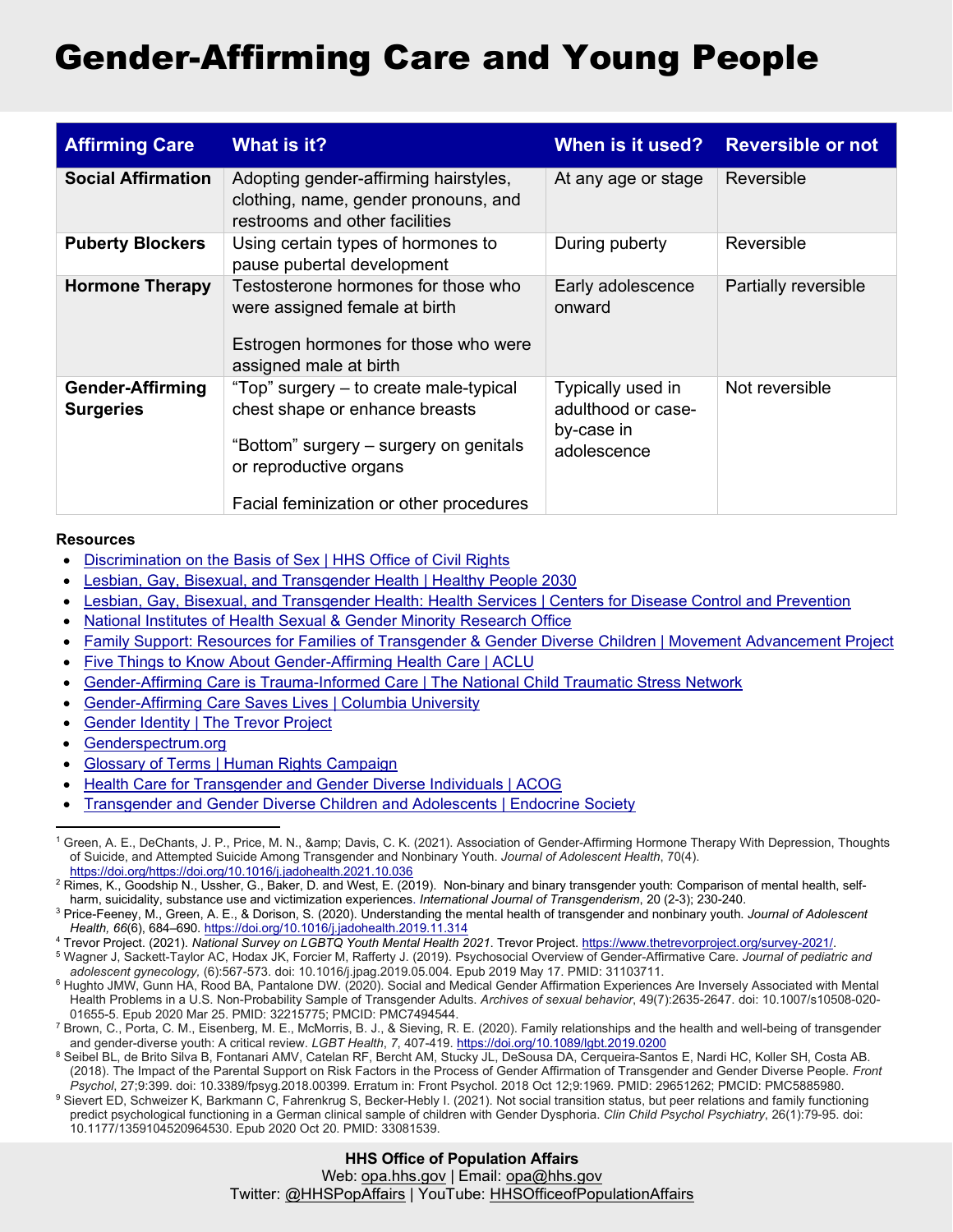# Gender-Affirming Care and Young People

| Affirming Care | What is it? | When is it used? | Reversible or not |
|---|---|---|---|
| **Social Affirmation** | Adopting gender-affirming hairstyles, clothing, name, gender pronouns, and restrooms and other facilities | At any age or stage | Reversible |
| **Puberty Blockers** | Using certain types of hormones to pause pubertal development | During puberty | Reversible |
| **Hormone Therapy** | Testosterone hormones for those who were assigned female at birth<br><br>Estrogen hormones for those who were assigned male at birth | Early adolescence onward | Partially reversible |
| **Gender-Affirming Surgeries** | "Top" surgery – to create male-typical chest shape or enhance breasts<br><br>"Bottom" surgery – surgery on genitals or reproductive organs<br><br>Facial feminization or other procedures | Typically used in adulthood or case-by-case in adolescence | Not reversible |

**Resources**

- Discrimination on the Basis of Sex | HHS Office of Civil Rights
- Lesbian, Gay, Bisexual, and Transgender Health | Healthy People 2030
- Lesbian, Gay, Bisexual, and Transgender Health: Health Services | Centers for Disease Control and Prevention
- National Institutes of Health Sexual & Gender Minority Research Office
- Family Support: Resources for Families of Transgender & Gender Diverse Children | Movement Advancement Project
- Five Things to Know About Gender-Affirming Health Care | ACLU
- Gender-Affirming Care is Trauma-Informed Care | The National Child Traumatic Stress Network
- Gender-Affirming Care Saves Lives | Columbia University
- Gender Identity | The Trevor Project
- Genderspectrum.org
- Glossary of Terms | Human Rights Campaign
- Health Care for Transgender and Gender Diverse Individuals | ACOG
- Transgender and Gender Diverse Children and Adolescents | Endocrine Society

---

[1] Green, A. E., DeChants, J. P., Price, M. N., &amp; Davis, C. K. (2021). Association of Gender-Affirming Hormone Therapy With Depression, Thoughts of Suicide, and Attempted Suicide Among Transgender and Nonbinary Youth. *Journal of Adolescent Health*, 70(4). https://doi.org/https://doi.org/10.1016/j.jadohealth.2021.10.036

[2] Rimes, K., Goodship N., Ussher, G., Baker, D. and West, E. (2019). Non-binary and binary transgender youth: Comparison of mental health, self-harm, suicidality, substance use and victimization experiences. *International Journal of Transgenderism*, 20 (2-3); 230-240.

[3] Price-Feeney, M., Green, A. E., & Dorison, S. (2020). Understanding the mental health of transgender and nonbinary youth. *Journal of Adolescent Health, 66*(6), 684–690. https://doi.org/10.1016/j.jadohealth.2019.11.314

[4] Trevor Project. (2021). *National Survey on LGBTQ Youth Mental Health 2021*. Trevor Project. https://www.thetrevorproject.org/survey-2021/.

[5] Wagner J, Sackett-Taylor AC, Hodax JK, Forcier M, Rafferty J. (2019). Psychosocial Overview of Gender-Affirmative Care. *Journal of pediatric and adolescent gynecology,* (6):567-573. doi: 10.1016/j.jpag.2019.05.004. Epub 2019 May 17. PMID: 31103711.

[6] Hughto JMW, Gunn HA, Rood BA, Pantalone DW. (2020). Social and Medical Gender Affirmation Experiences Are Inversely Associated with Mental Health Problems in a U.S. Non-Probability Sample of Transgender Adults. *Archives of sexual behavior*, 49(7):2635-2647. doi: 10.1007/s10508-020-01655-5. Epub 2020 Mar 25. PMID: 32215775; PMCID: PMC7494544.

[7] Brown, C., Porta, C. M., Eisenberg, M. E., McMorris, B. J., & Sieving, R. E. (2020). Family relationships and the health and well-being of transgender and gender-diverse youth: A critical review. *LGBT Health*, *7*, 407-419. https://doi.org/10.1089/lgbt.2019.0200

[8] Seibel BL, de Brito Silva B, Fontanari AMV, Catelan RF, Bercht AM, Stucky JL, DeSousa DA, Cerqueira-Santos E, Nardi HC, Koller SH, Costa AB. (2018). The Impact of the Parental Support on Risk Factors in the Process of Gender Affirmation of Transgender and Gender Diverse People. *Front Psychol*, 27;9:399. doi: 10.3389/fpsyg.2018.00399. Erratum in: Front Psychol. 2018 Oct 12;9:1969. PMID: 29651262; PMCID: PMC5885980.

[9] Sievert ED, Schweizer K, Barkmann C, Fahrenkrug S, Becker-Hebly I. (2021). Not social transition status, but peer relations and family functioning predict psychological functioning in a German clinical sample of children with Gender Dysphoria. *Clin Child Psychol Psychiatry*, 26(1):79-95. doi: 10.1177/1359104520964530. Epub 2020 Oct 20. PMID: 33081539.

**HHS Office of Population Affairs**
Web: opa.hhs.gov | Email: opa@hhs.gov
Twitter: @HHSPopAffairs | YouTube: HHSOfficeofPopulationAffairs